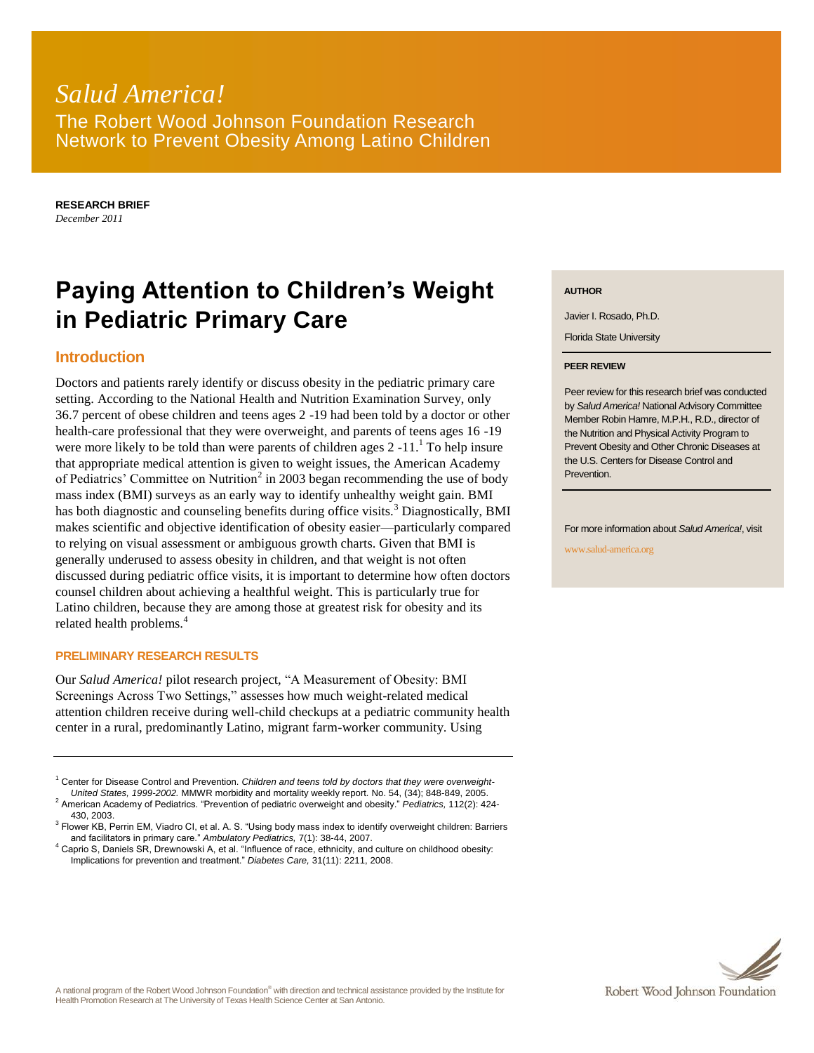*Salud America!*

The Robert Wood Johnson Foundation Research Network to Prevent Obesity Among Latino Children

**RESEARCH BRIEF**
*December 2011*

# Paying Attention to Children's Weight in Pediatric Primary Care

**AUTHOR**

Javier I. Rosado, Ph.D.

Florida State University

**PEER REVIEW**

Peer review for this research brief was conducted by *Salud America!* National Advisory Committee Member Robin Hamre, M.P.H., R.D., director of the Nutrition and Physical Activity Program to Prevent Obesity and Other Chronic Diseases at the U.S. Centers for Disease Control and Prevention.

For more information about *Salud America!*, visit www.salud-america.org

## Introduction

Doctors and patients rarely identify or discuss obesity in the pediatric primary care setting. According to the National Health and Nutrition Examination Survey, only 36.7 percent of obese children and teens ages 2 -19 had been told by a doctor or other health-care professional that they were overweight, and parents of teens ages 16 -19 were more likely to be told than were parents of children ages 2 -11.[1] To help insure that appropriate medical attention is given to weight issues, the American Academy of Pediatrics' Committee on Nutrition[2] in 2003 began recommending the use of body mass index (BMI) surveys as an early way to identify unhealthy weight gain. BMI has both diagnostic and counseling benefits during office visits.[3] Diagnostically, BMI makes scientific and objective identification of obesity easier—particularly compared to relying on visual assessment or ambiguous growth charts. Given that BMI is generally underused to assess obesity in children, and that weight is not often discussed during pediatric office visits, it is important to determine how often doctors counsel children about achieving a healthful weight. This is particularly true for Latino children, because they are among those at greatest risk for obesity and its related health problems.[4]

### PRELIMINARY RESEARCH RESULTS

Our *Salud America!* pilot research project, "A Measurement of Obesity: BMI Screenings Across Two Settings," assesses how much weight-related medical attention children receive during well-child checkups at a pediatric community health center in a rural, predominantly Latino, migrant farm-worker community. Using

---

[1] Center for Disease Control and Prevention. *Children and teens told by doctors that they were overweight-United States, 1999-2002.* MMWR morbidity and mortality weekly report. No. 54, (34); 848-849, 2005.

[2] American Academy of Pediatrics. "Prevention of pediatric overweight and obesity." *Pediatrics,* 112(2): 424-430, 2003.

[3] Flower KB, Perrin EM, Viadro CI, et al. A. S. "Using body mass index to identify overweight children: Barriers and facilitators in primary care." *Ambulatory Pediatrics,* 7(1): 38-44, 2007.

[4] Caprio S, Daniels SR, Drewnowski A, et al. "Influence of race, ethnicity, and culture on childhood obesity: Implications for prevention and treatment." *Diabetes Care,* 31(11): 2211, 2008.

A national program of the Robert Wood Johnson Foundation® with direction and technical assistance provided by the Institute for Health Promotion Research at The University of Texas Health Science Center at San Antonio.

Robert Wood Johnson Foundation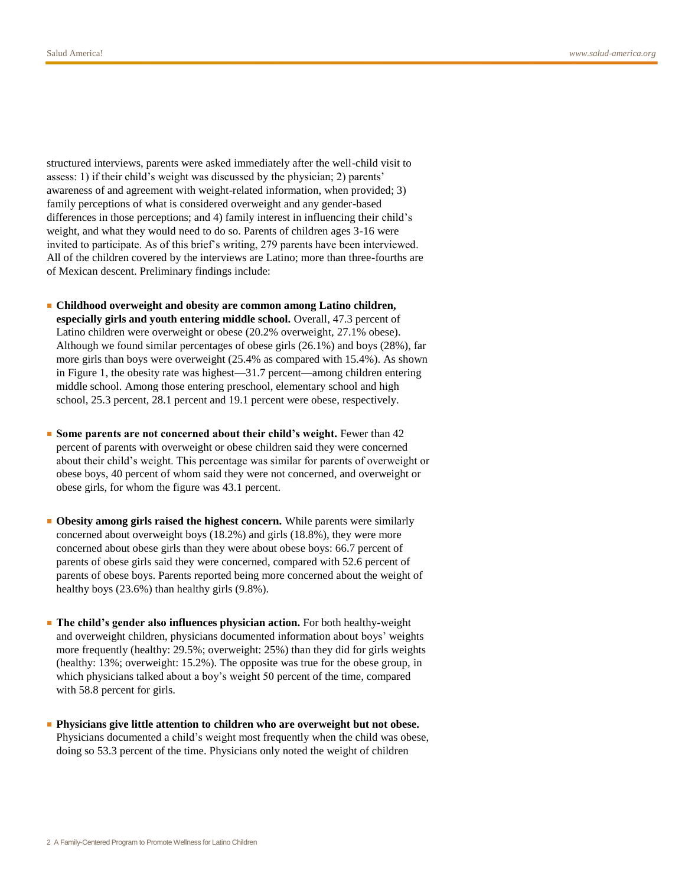structured interviews, parents were asked immediately after the well-child visit to assess: 1) if their child's weight was discussed by the physician; 2) parents' awareness of and agreement with weight-related information, when provided; 3) family perceptions of what is considered overweight and any gender-based differences in those perceptions; and 4) family interest in influencing their child's weight, and what they would need to do so. Parents of children ages 3-16 were invited to participate. As of this brief's writing, 279 parents have been interviewed. All of the children covered by the interviews are Latino; more than three-fourths are of Mexican descent. Preliminary findings include:

- **Childhood overweight and obesity are common among Latino children, especially girls and youth entering middle school.** Overall, 47.3 percent of Latino children were overweight or obese (20.2% overweight, 27.1% obese). Although we found similar percentages of obese girls (26.1%) and boys (28%), far more girls than boys were overweight (25.4% as compared with 15.4%). As shown in Figure 1, the obesity rate was highest—31.7 percent—among children entering middle school. Among those entering preschool, elementary school and high school, 25.3 percent, 28.1 percent and 19.1 percent were obese, respectively.

- **Some parents are not concerned about their child's weight.** Fewer than 42 percent of parents with overweight or obese children said they were concerned about their child's weight. This percentage was similar for parents of overweight or obese boys, 40 percent of whom said they were not concerned, and overweight or obese girls, for whom the figure was 43.1 percent.

- **Obesity among girls raised the highest concern.** While parents were similarly concerned about overweight boys (18.2%) and girls (18.8%), they were more concerned about obese girls than they were about obese boys: 66.7 percent of parents of obese girls said they were concerned, compared with 52.6 percent of parents of obese boys. Parents reported being more concerned about the weight of healthy boys (23.6%) than healthy girls (9.8%).

- **The child's gender also influences physician action.** For both healthy-weight and overweight children, physicians documented information about boys' weights more frequently (healthy: 29.5%; overweight: 25%) than they did for girls weights (healthy: 13%; overweight: 15.2%). The opposite was true for the obese group, in which physicians talked about a boy's weight 50 percent of the time, compared with 58.8 percent for girls.

- **Physicians give little attention to children who are overweight but not obese.** Physicians documented a child's weight most frequently when the child was obese, doing so 53.3 percent of the time. Physicians only noted the weight of children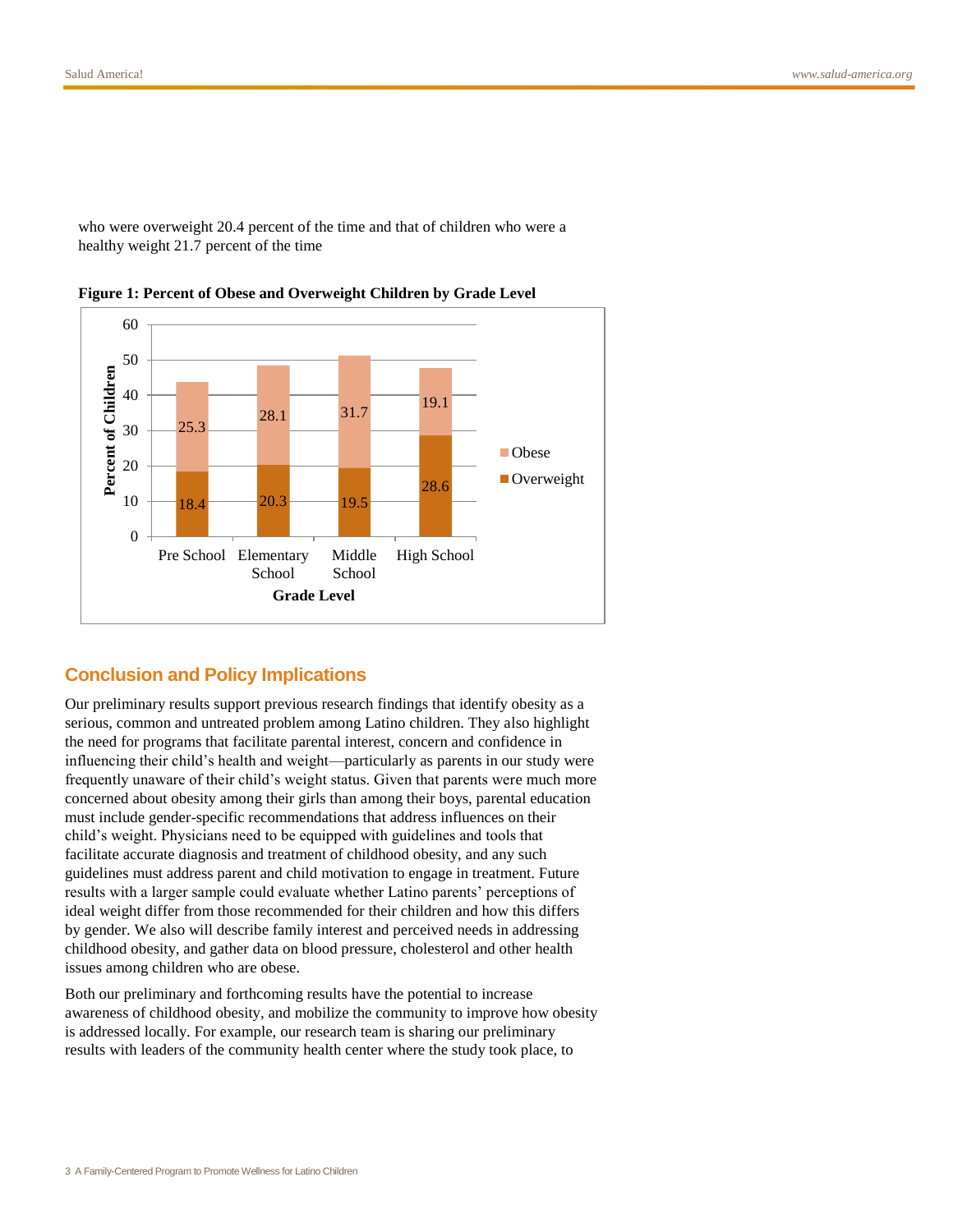who were overweight 20.4 percent of the time and that of children who were a healthy weight 21.7 percent of the time

**Figure 1: Percent of Obese and Overweight Children by Grade Level**

| Grade Level | Overweight | Obese |
|---|---|---|
| Pre School | 18.4 | 25.3 |
| Elementary School | 20.3 | 28.1 |
| Middle School | 19.5 | 31.7 |
| High School | 28.6 | 19.1 |

## Conclusion and Policy Implications

Our preliminary results support previous research findings that identify obesity as a serious, common and untreated problem among Latino children. They also highlight the need for programs that facilitate parental interest, concern and confidence in influencing their child's health and weight—particularly as parents in our study were frequently unaware of their child's weight status. Given that parents were much more concerned about obesity among their girls than among their boys, parental education must include gender-specific recommendations that address influences on their child's weight. Physicians need to be equipped with guidelines and tools that facilitate accurate diagnosis and treatment of childhood obesity, and any such guidelines must address parent and child motivation to engage in treatment. Future results with a larger sample could evaluate whether Latino parents' perceptions of ideal weight differ from those recommended for their children and how this differs by gender. We also will describe family interest and perceived needs in addressing childhood obesity, and gather data on blood pressure, cholesterol and other health issues among children who are obese.

Both our preliminary and forthcoming results have the potential to increase awareness of childhood obesity, and mobilize the community to improve how obesity is addressed locally. For example, our research team is sharing our preliminary results with leaders of the community health center where the study took place, to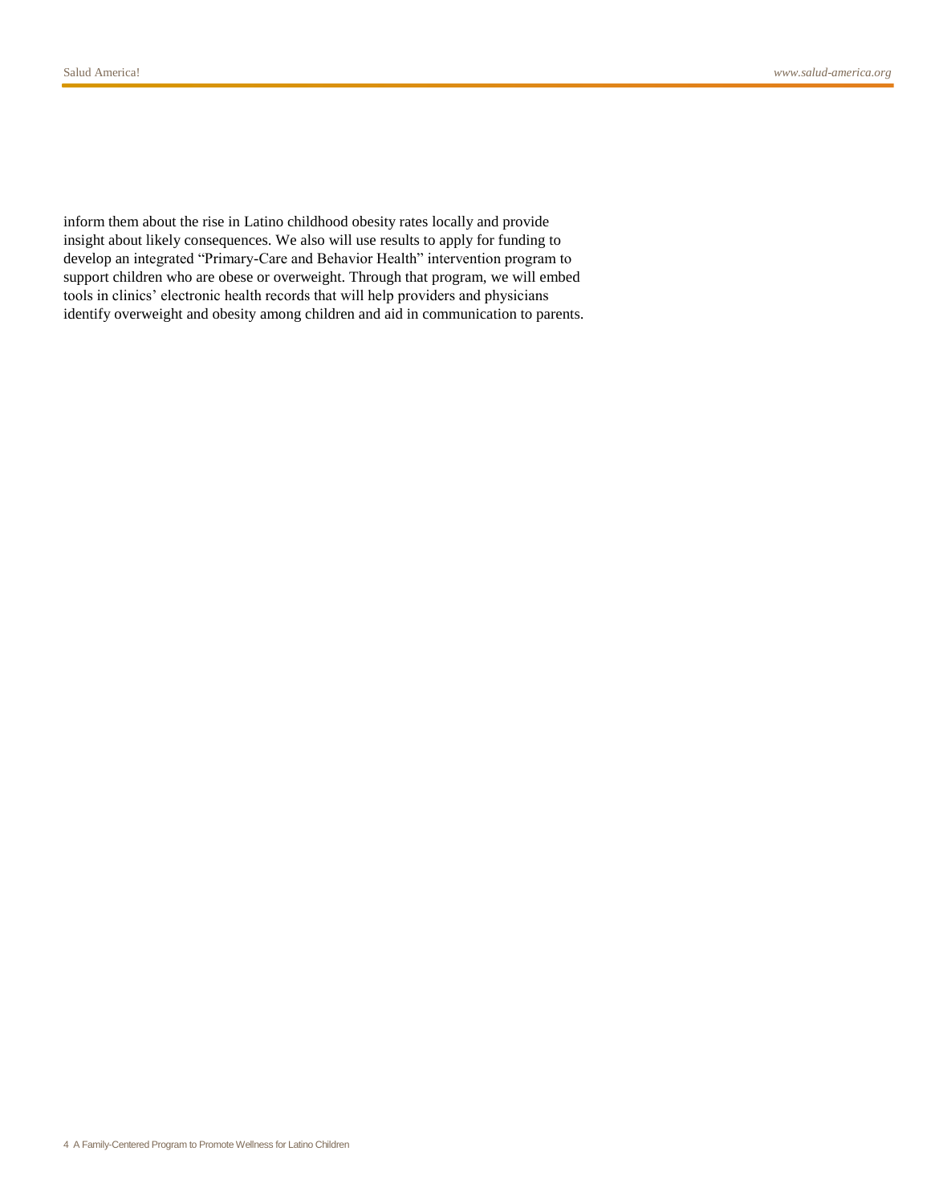inform them about the rise in Latino childhood obesity rates locally and provide insight about likely consequences. We also will use results to apply for funding to develop an integrated "Primary-Care and Behavior Health" intervention program to support children who are obese or overweight. Through that program, we will embed tools in clinics' electronic health records that will help providers and physicians identify overweight and obesity among children and aid in communication to parents.